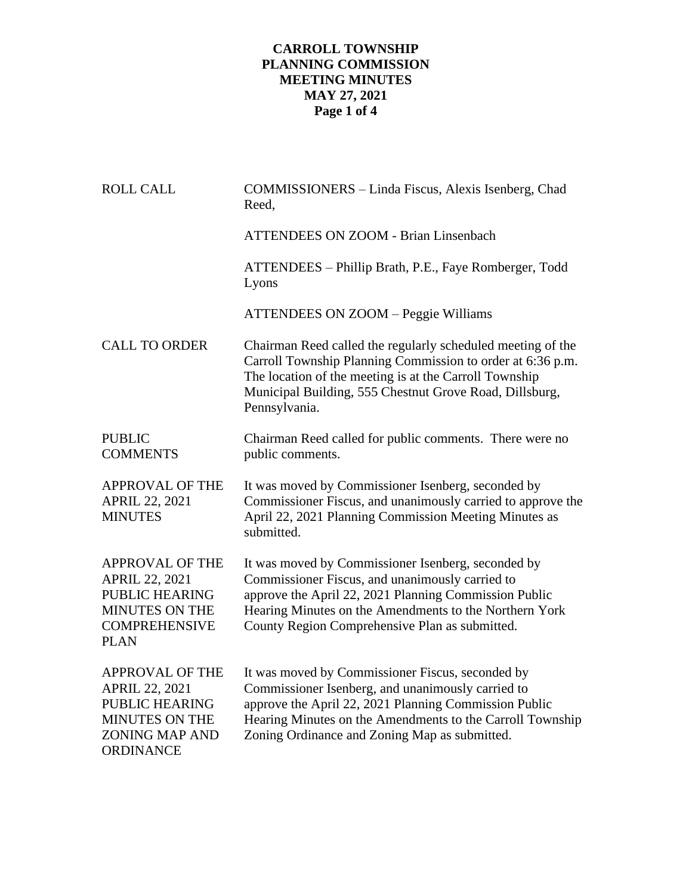# CARROLL TOWNSHIP
# PLANNING COMMISSION
# MEETING MINUTES
# MAY 27, 2021

| | |
|---|---|
| ROLL CALL | COMMISSIONERS – Linda Fiscus, Alexis Isenberg, Chad Reed, |
| | ATTENDEES ON ZOOM - Brian Linsenbach |
| | ATTENDEES – Phillip Brath, P.E., Faye Romberger, Todd Lyons |
| | ATTENDEES ON ZOOM – Peggie Williams |
| CALL TO ORDER | Chairman Reed called the regularly scheduled meeting of the Carroll Township Planning Commission to order at 6:36 p.m. The location of the meeting is at the Carroll Township Municipal Building, 555 Chestnut Grove Road, Dillsburg, Pennsylvania. |
| PUBLIC COMMENTS | Chairman Reed called for public comments. There were no public comments. |
| APPROVAL OF THE APRIL 22, 2021 MINUTES | It was moved by Commissioner Isenberg, seconded by Commissioner Fiscus, and unanimously carried to approve the April 22, 2021 Planning Commission Meeting Minutes as submitted. |
| APPROVAL OF THE APRIL 22, 2021 PUBLIC HEARING MINUTES ON THE COMPREHENSIVE PLAN | It was moved by Commissioner Isenberg, seconded by Commissioner Fiscus, and unanimously carried to approve the April 22, 2021 Planning Commission Public Hearing Minutes on the Amendments to the Northern York County Region Comprehensive Plan as submitted. |
| APPROVAL OF THE APRIL 22, 2021 PUBLIC HEARING MINUTES ON THE ZONING MAP AND ORDINANCE | It was moved by Commissioner Fiscus, seconded by Commissioner Isenberg, and unanimously carried to approve the April 22, 2021 Planning Commission Public Hearing Minutes on the Amendments to the Carroll Township Zoning Ordinance and Zoning Map as submitted. |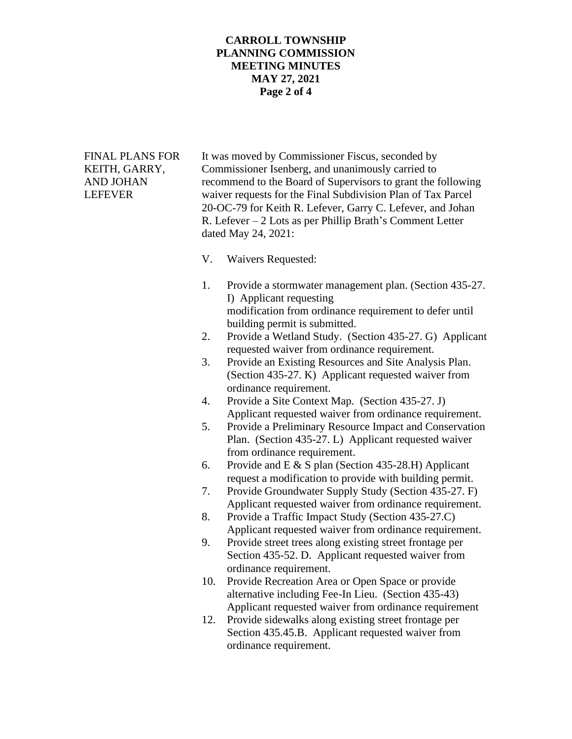**FINAL PLANS FOR KEITH, GARRY, AND JOHAN LEFEVER**

It was moved by Commissioner Fiscus, seconded by Commissioner Isenberg, and unanimously carried to recommend to the Board of Supervisors to grant the following waiver requests for the Final Subdivision Plan of Tax Parcel 20-OC-79 for Keith R. Lefever, Garry C. Lefever, and Johan R. Lefever – 2 Lots as per Phillip Brath's Comment Letter dated May 24, 2021:

V. Waivers Requested:

1. Provide a stormwater management plan. (Section 435-27. I) Applicant requesting modification from ordinance requirement to defer until building permit is submitted.
2. Provide a Wetland Study. (Section 435-27. G) Applicant requested waiver from ordinance requirement.
3. Provide an Existing Resources and Site Analysis Plan. (Section 435-27. K) Applicant requested waiver from ordinance requirement.
4. Provide a Site Context Map. (Section 435-27. J) Applicant requested waiver from ordinance requirement.
5. Provide a Preliminary Resource Impact and Conservation Plan. (Section 435-27. L) Applicant requested waiver from ordinance requirement.
6. Provide and E & S plan (Section 435-28.H) Applicant request a modification to provide with building permit.
7. Provide Groundwater Supply Study (Section 435-27. F) Applicant requested waiver from ordinance requirement.
8. Provide a Traffic Impact Study (Section 435-27.C) Applicant requested waiver from ordinance requirement.
9. Provide street trees along existing street frontage per Section 435-52. D. Applicant requested waiver from ordinance requirement.
10. Provide Recreation Area or Open Space or provide alternative including Fee-In Lieu. (Section 435-43) Applicant requested waiver from ordinance requirement

12. Provide sidewalks along existing street frontage per Section 435.45.B. Applicant requested waiver from ordinance requirement.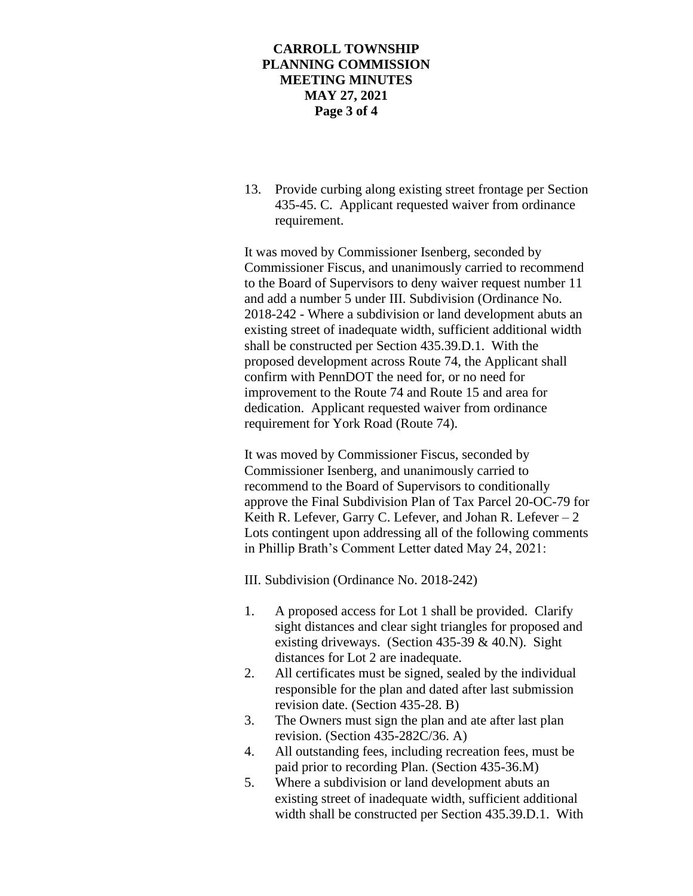13. Provide curbing along existing street frontage per Section 435-45. C. Applicant requested waiver from ordinance requirement.

It was moved by Commissioner Isenberg, seconded by Commissioner Fiscus, and unanimously carried to recommend to the Board of Supervisors to deny waiver request number 11 and add a number 5 under III. Subdivision (Ordinance No. 2018-242 - Where a subdivision or land development abuts an existing street of inadequate width, sufficient additional width shall be constructed per Section 435.39.D.1. With the proposed development across Route 74, the Applicant shall confirm with PennDOT the need for, or no need for improvement to the Route 74 and Route 15 and area for dedication. Applicant requested waiver from ordinance requirement for York Road (Route 74).

It was moved by Commissioner Fiscus, seconded by Commissioner Isenberg, and unanimously carried to recommend to the Board of Supervisors to conditionally approve the Final Subdivision Plan of Tax Parcel 20-OC-79 for Keith R. Lefever, Garry C. Lefever, and Johan R. Lefever – 2 Lots contingent upon addressing all of the following comments in Phillip Brath's Comment Letter dated May 24, 2021:

III. Subdivision (Ordinance No. 2018-242)

1. A proposed access for Lot 1 shall be provided. Clarify sight distances and clear sight triangles for proposed and existing driveways. (Section 435-39 & 40.N). Sight distances for Lot 2 are inadequate.
2. All certificates must be signed, sealed by the individual responsible for the plan and dated after last submission revision date. (Section 435-28. B)
3. The Owners must sign the plan and ate after last plan revision. (Section 435-282C/36. A)
4. All outstanding fees, including recreation fees, must be paid prior to recording Plan. (Section 435-36.M)
5. Where a subdivision or land development abuts an existing street of inadequate width, sufficient additional width shall be constructed per Section 435.39.D.1. With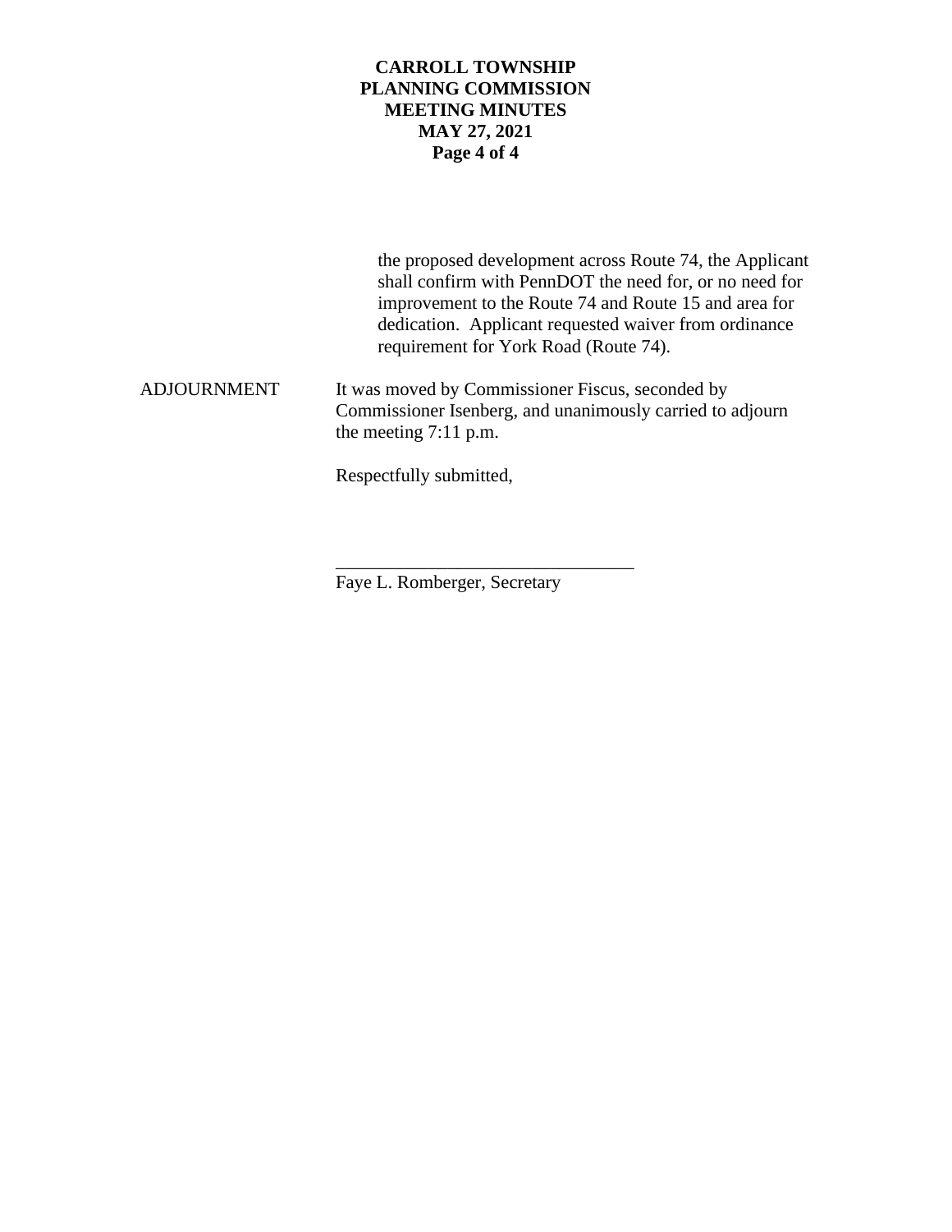the proposed development across Route 74, the Applicant shall confirm with PennDOT the need for, or no need for improvement to the Route 74 and Route 15 and area for dedication. Applicant requested waiver from ordinance requirement for York Road (Route 74).

ADJOURNMENT

It was moved by Commissioner Fiscus, seconded by Commissioner Isenberg, and unanimously carried to adjourn the meeting 7:11 p.m.

Respectfully submitted,

________________________________

Faye L. Romberger, Secretary